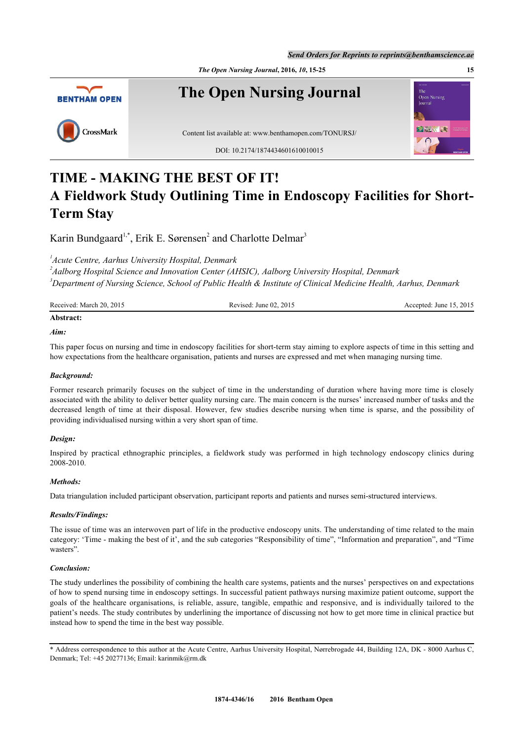# TIME - MAKING THE BEST OF IT! A Fieldwork Study Outlining Time in Endoscopy Facilities for Short-Term Stay

Karin Bundgaard[1,*], Erik E. Sørensen[2] and Charlotte Delmar[3]

[1]*Acute Centre, Aarhus University Hospital, Denmark*
[2]*Aalborg Hospital Science and Innovation Center (AHSIC), Aalborg University Hospital, Denmark*
[3]*Department of Nursing Science, School of Public Health & Institute of Clinical Medicine Health, Aarhus, Denmark*

Received: March 20, 2015 Revised: June 02, 2015 Accepted: June 15, 2015

**Abstract:**

***Aim:***

This paper focus on nursing and time in endoscopy facilities for short-term stay aiming to explore aspects of time in this setting and how expectations from the healthcare organisation, patients and nurses are expressed and met when managing nursing time.

***Background:***

Former research primarily focuses on the subject of time in the understanding of duration where having more time is closely associated with the ability to deliver better quality nursing care. The main concern is the nurses' increased number of tasks and the decreased length of time at their disposal. However, few studies describe nursing when time is sparse, and the possibility of providing individualised nursing within a very short span of time.

***Design:***

Inspired by practical ethnographic principles, a fieldwork study was performed in high technology endoscopy clinics during 2008-2010.

***Methods:***

Data triangulation included participant observation, participant reports and patients and nurses semi-structured interviews.

***Results/Findings:***

The issue of time was an interwoven part of life in the productive endoscopy units. The understanding of time related to the main category: 'Time - making the best of it', and the sub categories "Responsibility of time", "Information and preparation", and "Time wasters".

***Conclusion:***

The study underlines the possibility of combining the health care systems, patients and the nurses' perspectives on and expectations of how to spend nursing time in endoscopy settings. In successful patient pathways nursing maximize patient outcome, support the goals of the healthcare organisations, is reliable, assure, tangible, empathic and responsive, and is individually tailored to the patient's needs. The study contributes by underlining the importance of discussing not how to get more time in clinical practice but instead how to spend the time in the best way possible.

* Address correspondence to this author at the Acute Centre, Aarhus University Hospital, Nørrebrogade 44, Building 12A, DK - 8000 Aarhus C, Denmark; Tel: +45 20277136; Email: karinmik@rm.dk

1874-4346/16 2016 Bentham Open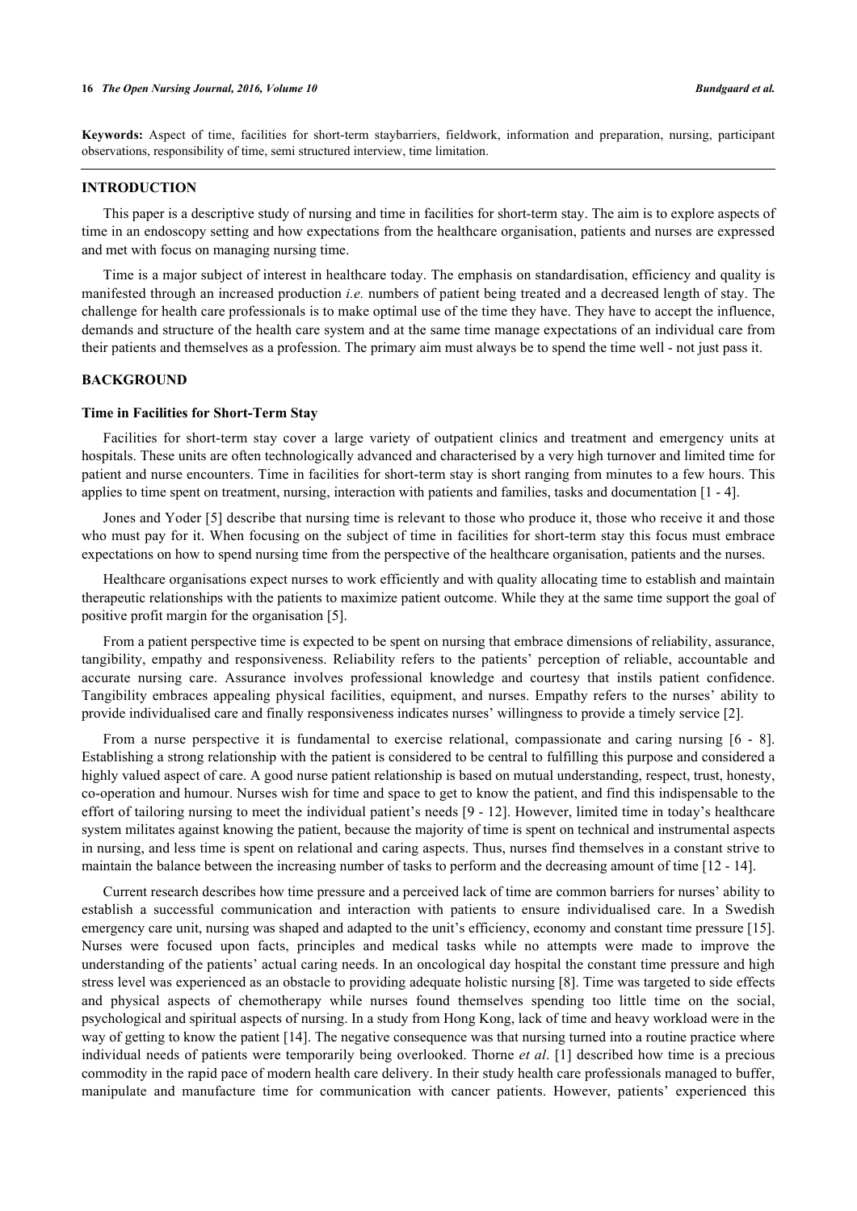**Keywords:** Aspect of time, facilities for short-term staybarriers, fieldwork, information and preparation, nursing, participant observations, responsibility of time, semi structured interview, time limitation.

## INTRODUCTION

This paper is a descriptive study of nursing and time in facilities for short-term stay. The aim is to explore aspects of time in an endoscopy setting and how expectations from the healthcare organisation, patients and nurses are expressed and met with focus on managing nursing time.

Time is a major subject of interest in healthcare today. The emphasis on standardisation, efficiency and quality is manifested through an increased production *i.e.* numbers of patient being treated and a decreased length of stay. The challenge for health care professionals is to make optimal use of the time they have. They have to accept the influence, demands and structure of the health care system and at the same time manage expectations of an individual care from their patients and themselves as a profession. The primary aim must always be to spend the time well - not just pass it.

## BACKGROUND

### Time in Facilities for Short-Term Stay

Facilities for short-term stay cover a large variety of outpatient clinics and treatment and emergency units at hospitals. These units are often technologically advanced and characterised by a very high turnover and limited time for patient and nurse encounters. Time in facilities for short-term stay is short ranging from minutes to a few hours. This applies to time spent on treatment, nursing, interaction with patients and families, tasks and documentation [1 - 4].

Jones and Yoder [5] describe that nursing time is relevant to those who produce it, those who receive it and those who must pay for it. When focusing on the subject of time in facilities for short-term stay this focus must embrace expectations on how to spend nursing time from the perspective of the healthcare organisation, patients and the nurses.

Healthcare organisations expect nurses to work efficiently and with quality allocating time to establish and maintain therapeutic relationships with the patients to maximize patient outcome. While they at the same time support the goal of positive profit margin for the organisation [5].

From a patient perspective time is expected to be spent on nursing that embrace dimensions of reliability, assurance, tangibility, empathy and responsiveness. Reliability refers to the patients' perception of reliable, accountable and accurate nursing care. Assurance involves professional knowledge and courtesy that instils patient confidence. Tangibility embraces appealing physical facilities, equipment, and nurses. Empathy refers to the nurses' ability to provide individualised care and finally responsiveness indicates nurses' willingness to provide a timely service [2].

From a nurse perspective it is fundamental to exercise relational, compassionate and caring nursing [6 - 8]. Establishing a strong relationship with the patient is considered to be central to fulfilling this purpose and considered a highly valued aspect of care. A good nurse patient relationship is based on mutual understanding, respect, trust, honesty, co-operation and humour. Nurses wish for time and space to get to know the patient, and find this indispensable to the effort of tailoring nursing to meet the individual patient's needs [9 - 12]. However, limited time in today's healthcare system militates against knowing the patient, because the majority of time is spent on technical and instrumental aspects in nursing, and less time is spent on relational and caring aspects. Thus, nurses find themselves in a constant strive to maintain the balance between the increasing number of tasks to perform and the decreasing amount of time [12 - 14].

Current research describes how time pressure and a perceived lack of time are common barriers for nurses' ability to establish a successful communication and interaction with patients to ensure individualised care. In a Swedish emergency care unit, nursing was shaped and adapted to the unit's efficiency, economy and constant time pressure [15]. Nurses were focused upon facts, principles and medical tasks while no attempts were made to improve the understanding of the patients' actual caring needs. In an oncological day hospital the constant time pressure and high stress level was experienced as an obstacle to providing adequate holistic nursing [8]. Time was targeted to side effects and physical aspects of chemotherapy while nurses found themselves spending too little time on the social, psychological and spiritual aspects of nursing. In a study from Hong Kong, lack of time and heavy workload were in the way of getting to know the patient [14]. The negative consequence was that nursing turned into a routine practice where individual needs of patients were temporarily being overlooked. Thorne *et al*. [1] described how time is a precious commodity in the rapid pace of modern health care delivery. In their study health care professionals managed to buffer, manipulate and manufacture time for communication with cancer patients. However, patients' experienced this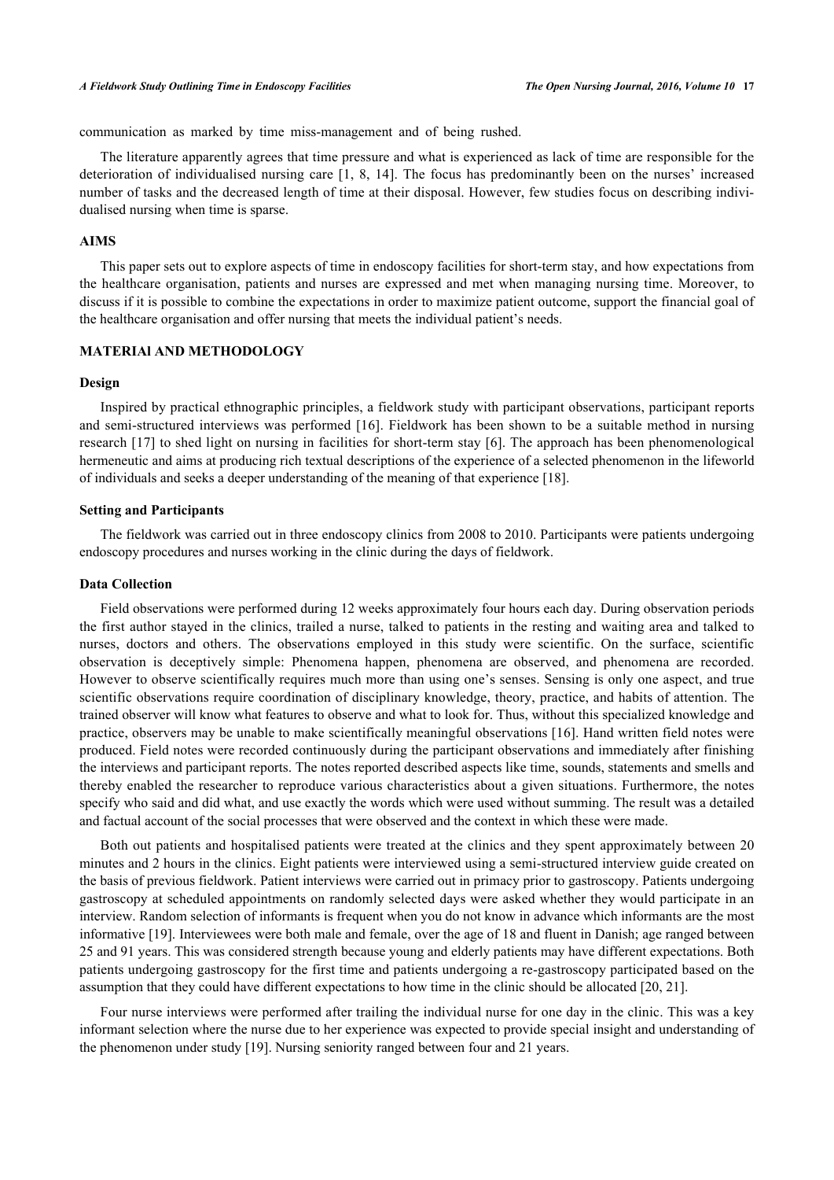communication as marked by time miss-management and of being rushed.

The literature apparently agrees that time pressure and what is experienced as lack of time are responsible for the deterioration of individualised nursing care [1, 8, 14]. The focus has predominantly been on the nurses' increased number of tasks and the decreased length of time at their disposal. However, few studies focus on describing individualised nursing when time is sparse.

## AIMS

This paper sets out to explore aspects of time in endoscopy facilities for short-term stay, and how expectations from the healthcare organisation, patients and nurses are expressed and met when managing nursing time. Moreover, to discuss if it is possible to combine the expectations in order to maximize patient outcome, support the financial goal of the healthcare organisation and offer nursing that meets the individual patient's needs.

## MATERIAl AND METHODOLOGY

### Design

Inspired by practical ethnographic principles, a fieldwork study with participant observations, participant reports and semi-structured interviews was performed [16]. Fieldwork has been shown to be a suitable method in nursing research [17] to shed light on nursing in facilities for short-term stay [6]. The approach has been phenomenological hermeneutic and aims at producing rich textual descriptions of the experience of a selected phenomenon in the lifeworld of individuals and seeks a deeper understanding of the meaning of that experience [18].

### Setting and Participants

The fieldwork was carried out in three endoscopy clinics from 2008 to 2010. Participants were patients undergoing endoscopy procedures and nurses working in the clinic during the days of fieldwork.

### Data Collection

Field observations were performed during 12 weeks approximately four hours each day. During observation periods the first author stayed in the clinics, trailed a nurse, talked to patients in the resting and waiting area and talked to nurses, doctors and others. The observations employed in this study were scientific. On the surface, scientific observation is deceptively simple: Phenomena happen, phenomena are observed, and phenomena are recorded. However to observe scientifically requires much more than using one's senses. Sensing is only one aspect, and true scientific observations require coordination of disciplinary knowledge, theory, practice, and habits of attention. The trained observer will know what features to observe and what to look for. Thus, without this specialized knowledge and practice, observers may be unable to make scientifically meaningful observations [16]. Hand written field notes were produced. Field notes were recorded continuously during the participant observations and immediately after finishing the interviews and participant reports. The notes reported described aspects like time, sounds, statements and smells and thereby enabled the researcher to reproduce various characteristics about a given situations. Furthermore, the notes specify who said and did what, and use exactly the words which were used without summing. The result was a detailed and factual account of the social processes that were observed and the context in which these were made.

Both out patients and hospitalised patients were treated at the clinics and they spent approximately between 20 minutes and 2 hours in the clinics. Eight patients were interviewed using a semi-structured interview guide created on the basis of previous fieldwork. Patient interviews were carried out in primacy prior to gastroscopy. Patients undergoing gastroscopy at scheduled appointments on randomly selected days were asked whether they would participate in an interview. Random selection of informants is frequent when you do not know in advance which informants are the most informative [19]. Interviewees were both male and female, over the age of 18 and fluent in Danish; age ranged between 25 and 91 years. This was considered strength because young and elderly patients may have different expectations. Both patients undergoing gastroscopy for the first time and patients undergoing a re-gastroscopy participated based on the assumption that they could have different expectations to how time in the clinic should be allocated [20, 21].

Four nurse interviews were performed after trailing the individual nurse for one day in the clinic. This was a key informant selection where the nurse due to her experience was expected to provide special insight and understanding of the phenomenon under study [19]. Nursing seniority ranged between four and 21 years.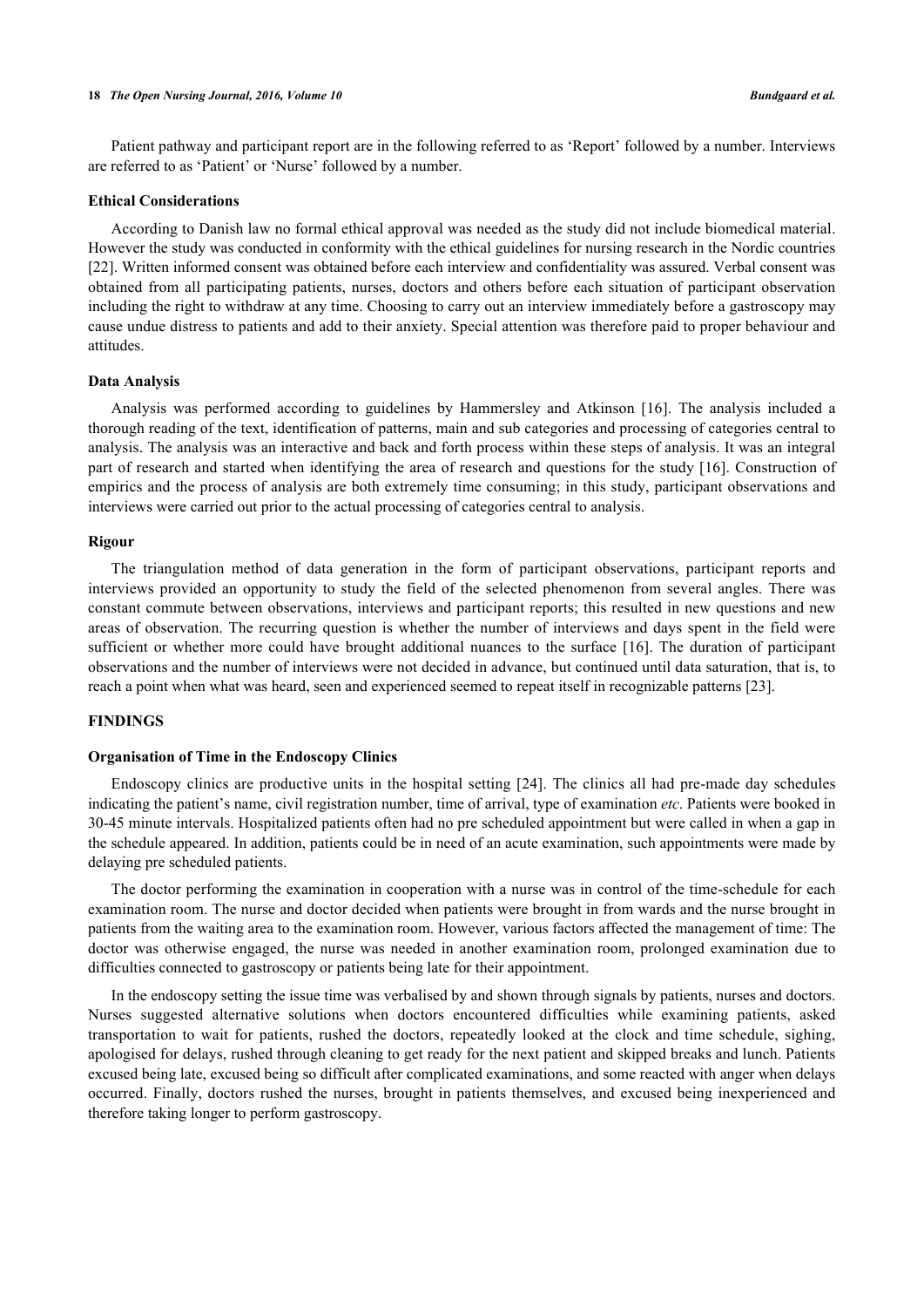Patient pathway and participant report are in the following referred to as 'Report' followed by a number. Interviews are referred to as 'Patient' or 'Nurse' followed by a number.

### Ethical Considerations

According to Danish law no formal ethical approval was needed as the study did not include biomedical material. However the study was conducted in conformity with the ethical guidelines for nursing research in the Nordic countries [22]. Written informed consent was obtained before each interview and confidentiality was assured. Verbal consent was obtained from all participating patients, nurses, doctors and others before each situation of participant observation including the right to withdraw at any time. Choosing to carry out an interview immediately before a gastroscopy may cause undue distress to patients and add to their anxiety. Special attention was therefore paid to proper behaviour and attitudes.

### Data Analysis

Analysis was performed according to guidelines by Hammersley and Atkinson [16]. The analysis included a thorough reading of the text, identification of patterns, main and sub categories and processing of categories central to analysis. The analysis was an interactive and back and forth process within these steps of analysis. It was an integral part of research and started when identifying the area of research and questions for the study [16]. Construction of empirics and the process of analysis are both extremely time consuming; in this study, participant observations and interviews were carried out prior to the actual processing of categories central to analysis.

### Rigour

The triangulation method of data generation in the form of participant observations, participant reports and interviews provided an opportunity to study the field of the selected phenomenon from several angles. There was constant commute between observations, interviews and participant reports; this resulted in new questions and new areas of observation. The recurring question is whether the number of interviews and days spent in the field were sufficient or whether more could have brought additional nuances to the surface [16]. The duration of participant observations and the number of interviews were not decided in advance, but continued until data saturation, that is, to reach a point when what was heard, seen and experienced seemed to repeat itself in recognizable patterns [23].

## FINDINGS

### Organisation of Time in the Endoscopy Clinics

Endoscopy clinics are productive units in the hospital setting [24]. The clinics all had pre-made day schedules indicating the patient's name, civil registration number, time of arrival, type of examination *etc*. Patients were booked in 30-45 minute intervals. Hospitalized patients often had no pre scheduled appointment but were called in when a gap in the schedule appeared. In addition, patients could be in need of an acute examination, such appointments were made by delaying pre scheduled patients.

The doctor performing the examination in cooperation with a nurse was in control of the time-schedule for each examination room. The nurse and doctor decided when patients were brought in from wards and the nurse brought in patients from the waiting area to the examination room. However, various factors affected the management of time: The doctor was otherwise engaged, the nurse was needed in another examination room, prolonged examination due to difficulties connected to gastroscopy or patients being late for their appointment.

In the endoscopy setting the issue time was verbalised by and shown through signals by patients, nurses and doctors. Nurses suggested alternative solutions when doctors encountered difficulties while examining patients, asked transportation to wait for patients, rushed the doctors, repeatedly looked at the clock and time schedule, sighing, apologised for delays, rushed through cleaning to get ready for the next patient and skipped breaks and lunch. Patients excused being late, excused being so difficult after complicated examinations, and some reacted with anger when delays occurred. Finally, doctors rushed the nurses, brought in patients themselves, and excused being inexperienced and therefore taking longer to perform gastroscopy.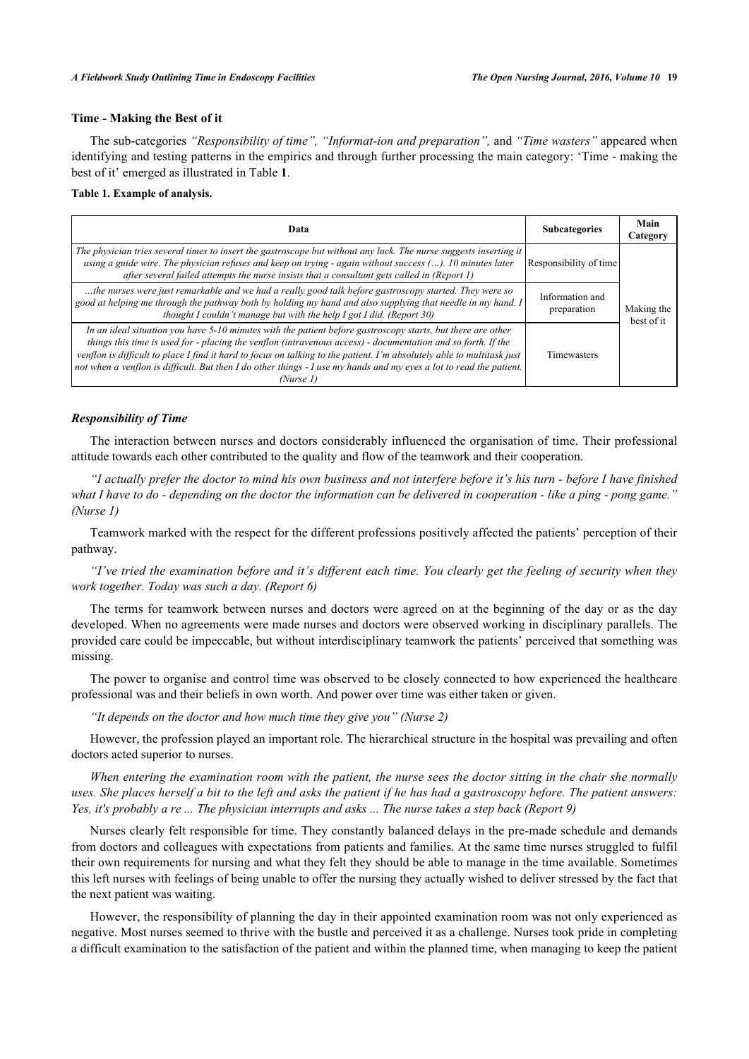### Time - Making the Best of it

The sub-categories *"Responsibility of time", "Informat-ion and preparation",* and *"Time wasters"* appeared when identifying and testing patterns in the empirics and through further processing the main category: 'Time - making the best of it' emerged as illustrated in Table **1**.

**Table 1. Example of analysis.**

| Data | Subcategories | Main Category |
|---|---|---|
| *The physician tries several times to insert the gastroscope but without any luck. The nurse suggests inserting it using a guide wire. The physician refuses and keep on trying - again without success (...). 10 minutes later after several failed attempts the nurse insists that a consultant gets called in (Report 1)* | Responsibility of time | Making the best of it |
| *...the nurses were just remarkable and we had a really good talk before gastroscopy started. They were so good at helping me through the pathway both by holding my hand and also supplying that needle in my hand. I thought I couldn't manage but with the help I got I did. (Report 30)* | Information and preparation | |
| *In an ideal situation you have 5-10 minutes with the patient before gastroscopy starts, but there are other things this time is used for - placing the venflon (intravenous access) - documentation and so forth. If the venflon is difficult to place I find it hard to focus on talking to the patient. I'm absolutely able to multitask just not when a venflon is difficult. But then I do other things - I use my hands and my eyes a lot to read the patient. (Nurse 1)* | Timewasters | |

#### *Responsibility of Time*

The interaction between nurses and doctors considerably influenced the organisation of time. Their professional attitude towards each other contributed to the quality and flow of the teamwork and their cooperation.

*"I actually prefer the doctor to mind his own business and not interfere before it's his turn - before I have finished what I have to do - depending on the doctor the information can be delivered in cooperation - like a ping - pong game." (Nurse 1)*

Teamwork marked with the respect for the different professions positively affected the patients' perception of their pathway.

*"I've tried the examination before and it's different each time. You clearly get the feeling of security when they work together. Today was such a day. (Report 6)*

The terms for teamwork between nurses and doctors were agreed on at the beginning of the day or as the day developed. When no agreements were made nurses and doctors were observed working in disciplinary parallels. The provided care could be impeccable, but without interdisciplinary teamwork the patients' perceived that something was missing.

The power to organise and control time was observed to be closely connected to how experienced the healthcare professional was and their beliefs in own worth. And power over time was either taken or given.

*"It depends on the doctor and how much time they give you" (Nurse 2)*

However, the profession played an important role. The hierarchical structure in the hospital was prevailing and often doctors acted superior to nurses.

*When entering the examination room with the patient, the nurse sees the doctor sitting in the chair she normally uses. She places herself a bit to the left and asks the patient if he has had a gastroscopy before. The patient answers: Yes, it's probably a re ... The physician interrupts and asks ... The nurse takes a step back (Report 9)*

Nurses clearly felt responsible for time. They constantly balanced delays in the pre-made schedule and demands from doctors and colleagues with expectations from patients and families. At the same time nurses struggled to fulfil their own requirements for nursing and what they felt they should be able to manage in the time available. Sometimes this left nurses with feelings of being unable to offer the nursing they actually wished to deliver stressed by the fact that the next patient was waiting.

However, the responsibility of planning the day in their appointed examination room was not only experienced as negative. Most nurses seemed to thrive with the bustle and perceived it as a challenge. Nurses took pride in completing a difficult examination to the satisfaction of the patient and within the planned time, when managing to keep the patient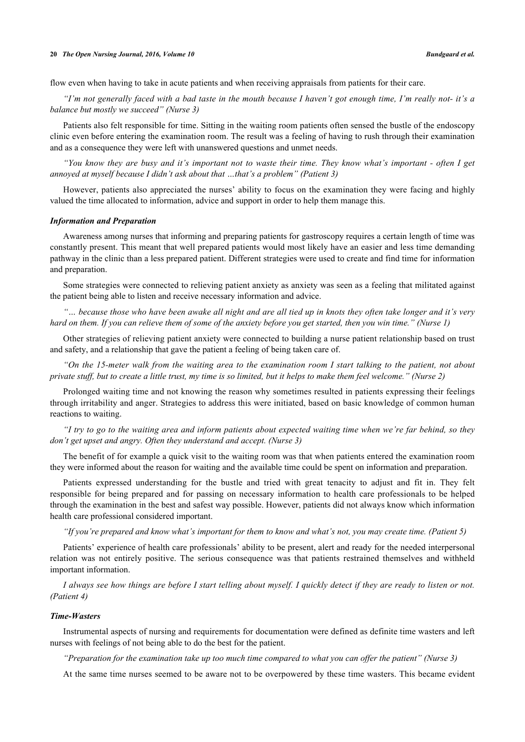flow even when having to take in acute patients and when receiving appraisals from patients for their care.

*"I'm not generally faced with a bad taste in the mouth because I haven't got enough time, I'm really not- it's a balance but mostly we succeed" (Nurse 3)*

Patients also felt responsible for time. Sitting in the waiting room patients often sensed the bustle of the endoscopy clinic even before entering the examination room. The result was a feeling of having to rush through their examination and as a consequence they were left with unanswered questions and unmet needs.

*"You know they are busy and it's important not to waste their time. They know what's important - often I get annoyed at myself because I didn't ask about that …that's a problem" (Patient 3)*

However, patients also appreciated the nurses' ability to focus on the examination they were facing and highly valued the time allocated to information, advice and support in order to help them manage this.

### *Information and Preparation*

Awareness among nurses that informing and preparing patients for gastroscopy requires a certain length of time was constantly present. This meant that well prepared patients would most likely have an easier and less time demanding pathway in the clinic than a less prepared patient. Different strategies were used to create and find time for information and preparation.

Some strategies were connected to relieving patient anxiety as anxiety was seen as a feeling that militated against the patient being able to listen and receive necessary information and advice.

*"… because those who have been awake all night and are all tied up in knots they often take longer and it's very hard on them. If you can relieve them of some of the anxiety before you get started, then you win time." (Nurse 1)*

Other strategies of relieving patient anxiety were connected to building a nurse patient relationship based on trust and safety, and a relationship that gave the patient a feeling of being taken care of.

*"On the 15-meter walk from the waiting area to the examination room I start talking to the patient, not about private stuff, but to create a little trust, my time is so limited, but it helps to make them feel welcome." (Nurse 2)*

Prolonged waiting time and not knowing the reason why sometimes resulted in patients expressing their feelings through irritability and anger. Strategies to address this were initiated, based on basic knowledge of common human reactions to waiting.

*"I try to go to the waiting area and inform patients about expected waiting time when we're far behind, so they don't get upset and angry. Often they understand and accept. (Nurse 3)*

The benefit of for example a quick visit to the waiting room was that when patients entered the examination room they were informed about the reason for waiting and the available time could be spent on information and preparation.

Patients expressed understanding for the bustle and tried with great tenacity to adjust and fit in. They felt responsible for being prepared and for passing on necessary information to health care professionals to be helped through the examination in the best and safest way possible. However, patients did not always know which information health care professional considered important.

*"If you're prepared and know what's important for them to know and what's not, you may create time. (Patient 5)*

Patients' experience of health care professionals' ability to be present, alert and ready for the needed interpersonal relation was not entirely positive. The serious consequence was that patients restrained themselves and withheld important information.

*I always see how things are before I start telling about myself. I quickly detect if they are ready to listen or not. (Patient 4)*

### *Time-Wasters*

Instrumental aspects of nursing and requirements for documentation were defined as definite time wasters and left nurses with feelings of not being able to do the best for the patient.

*"Preparation for the examination take up too much time compared to what you can offer the patient" (Nurse 3)*

At the same time nurses seemed to be aware not to be overpowered by these time wasters. This became evident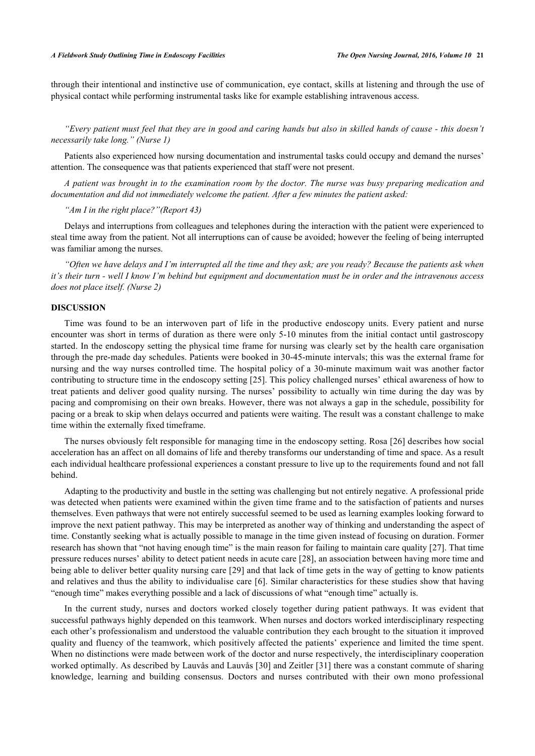through their intentional and instinctive use of communication, eye contact, skills at listening and through the use of physical contact while performing instrumental tasks like for example establishing intravenous access.

*"Every patient must feel that they are in good and caring hands but also in skilled hands of cause - this doesn't necessarily take long." (Nurse 1)*

Patients also experienced how nursing documentation and instrumental tasks could occupy and demand the nurses' attention. The consequence was that patients experienced that staff were not present.

*A patient was brought in to the examination room by the doctor. The nurse was busy preparing medication and documentation and did not immediately welcome the patient. After a few minutes the patient asked:*

*"Am I in the right place?"(Report 43)*

Delays and interruptions from colleagues and telephones during the interaction with the patient were experienced to steal time away from the patient. Not all interruptions can of cause be avoided; however the feeling of being interrupted was familiar among the nurses.

*"Often we have delays and I'm interrupted all the time and they ask; are you ready? Because the patients ask when it's their turn - well I know I'm behind but equipment and documentation must be in order and the intravenous access does not place itself. (Nurse 2)*

## DISCUSSION

Time was found to be an interwoven part of life in the productive endoscopy units. Every patient and nurse encounter was short in terms of duration as there were only 5-10 minutes from the initial contact until gastroscopy started. In the endoscopy setting the physical time frame for nursing was clearly set by the health care organisation through the pre-made day schedules. Patients were booked in 30-45-minute intervals; this was the external frame for nursing and the way nurses controlled time. The hospital policy of a 30-minute maximum wait was another factor contributing to structure time in the endoscopy setting [25]. This policy challenged nurses' ethical awareness of how to treat patients and deliver good quality nursing. The nurses' possibility to actually win time during the day was by pacing and compromising on their own breaks. However, there was not always a gap in the schedule, possibility for pacing or a break to skip when delays occurred and patients were waiting. The result was a constant challenge to make time within the externally fixed timeframe.

The nurses obviously felt responsible for managing time in the endoscopy setting. Rosa [26] describes how social acceleration has an affect on all domains of life and thereby transforms our understanding of time and space. As a result each individual healthcare professional experiences a constant pressure to live up to the requirements found and not fall behind.

Adapting to the productivity and bustle in the setting was challenging but not entirely negative. A professional pride was detected when patients were examined within the given time frame and to the satisfaction of patients and nurses themselves. Even pathways that were not entirely successful seemed to be used as learning examples looking forward to improve the next patient pathway. This may be interpreted as another way of thinking and understanding the aspect of time. Constantly seeking what is actually possible to manage in the time given instead of focusing on duration. Former research has shown that "not having enough time" is the main reason for failing to maintain care quality [27]. That time pressure reduces nurses' ability to detect patient needs in acute care [28], an association between having more time and being able to deliver better quality nursing care [29] and that lack of time gets in the way of getting to know patients and relatives and thus the ability to individualise care [6]. Similar characteristics for these studies show that having "enough time" makes everything possible and a lack of discussions of what "enough time" actually is.

In the current study, nurses and doctors worked closely together during patient pathways. It was evident that successful pathways highly depended on this teamwork. When nurses and doctors worked interdisciplinary respecting each other's professionalism and understood the valuable contribution they each brought to the situation it improved quality and fluency of the teamwork, which positively affected the patients' experience and limited the time spent. When no distinctions were made between work of the doctor and nurse respectively, the interdisciplinary cooperation worked optimally. As described by Lauvås and Lauvås [30] and Zeitler [31] there was a constant commute of sharing knowledge, learning and building consensus. Doctors and nurses contributed with their own mono professional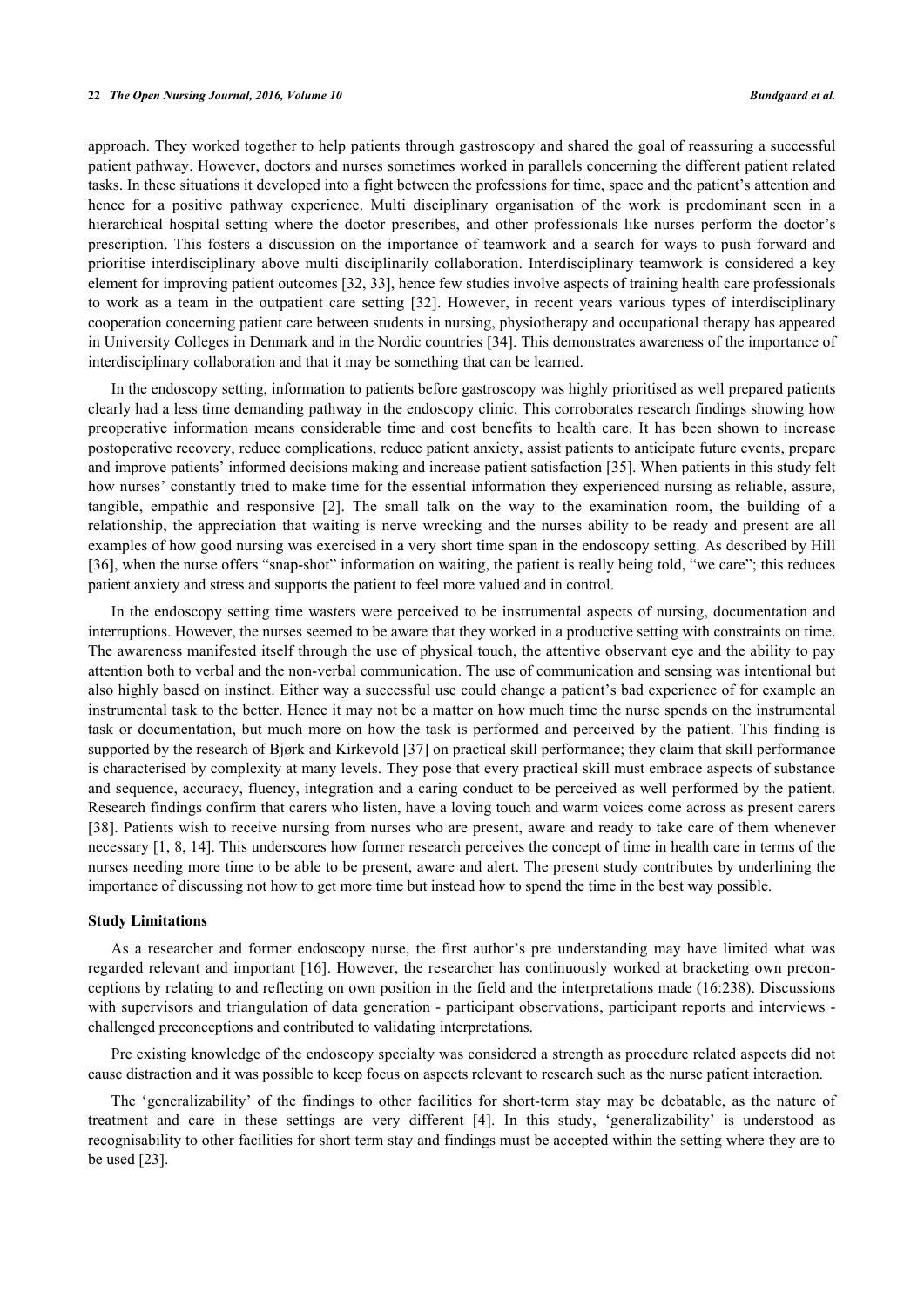approach. They worked together to help patients through gastroscopy and shared the goal of reassuring a successful patient pathway. However, doctors and nurses sometimes worked in parallels concerning the different patient related tasks. In these situations it developed into a fight between the professions for time, space and the patient's attention and hence for a positive pathway experience. Multi disciplinary organisation of the work is predominant seen in a hierarchical hospital setting where the doctor prescribes, and other professionals like nurses perform the doctor's prescription. This fosters a discussion on the importance of teamwork and a search for ways to push forward and prioritise interdisciplinary above multi disciplinarily collaboration. Interdisciplinary teamwork is considered a key element for improving patient outcomes [32, 33], hence few studies involve aspects of training health care professionals to work as a team in the outpatient care setting [32]. However, in recent years various types of interdisciplinary cooperation concerning patient care between students in nursing, physiotherapy and occupational therapy has appeared in University Colleges in Denmark and in the Nordic countries [34]. This demonstrates awareness of the importance of interdisciplinary collaboration and that it may be something that can be learned.

In the endoscopy setting, information to patients before gastroscopy was highly prioritised as well prepared patients clearly had a less time demanding pathway in the endoscopy clinic. This corroborates research findings showing how preoperative information means considerable time and cost benefits to health care. It has been shown to increase postoperative recovery, reduce complications, reduce patient anxiety, assist patients to anticipate future events, prepare and improve patients' informed decisions making and increase patient satisfaction [35]. When patients in this study felt how nurses' constantly tried to make time for the essential information they experienced nursing as reliable, assure, tangible, empathic and responsive [2]. The small talk on the way to the examination room, the building of a relationship, the appreciation that waiting is nerve wrecking and the nurses ability to be ready and present are all examples of how good nursing was exercised in a very short time span in the endoscopy setting. As described by Hill [36], when the nurse offers "snap-shot" information on waiting, the patient is really being told, "we care"; this reduces patient anxiety and stress and supports the patient to feel more valued and in control.

In the endoscopy setting time wasters were perceived to be instrumental aspects of nursing, documentation and interruptions. However, the nurses seemed to be aware that they worked in a productive setting with constraints on time. The awareness manifested itself through the use of physical touch, the attentive observant eye and the ability to pay attention both to verbal and the non-verbal communication. The use of communication and sensing was intentional but also highly based on instinct. Either way a successful use could change a patient's bad experience of for example an instrumental task to the better. Hence it may not be a matter on how much time the nurse spends on the instrumental task or documentation, but much more on how the task is performed and perceived by the patient. This finding is supported by the research of Bjørk and Kirkevold [37] on practical skill performance; they claim that skill performance is characterised by complexity at many levels. They pose that every practical skill must embrace aspects of substance and sequence, accuracy, fluency, integration and a caring conduct to be perceived as well performed by the patient. Research findings confirm that carers who listen, have a loving touch and warm voices come across as present carers [38]. Patients wish to receive nursing from nurses who are present, aware and ready to take care of them whenever necessary [1, 8, 14]. This underscores how former research perceives the concept of time in health care in terms of the nurses needing more time to be able to be present, aware and alert. The present study contributes by underlining the importance of discussing not how to get more time but instead how to spend the time in the best way possible.

### Study Limitations

As a researcher and former endoscopy nurse, the first author's pre understanding may have limited what was regarded relevant and important [16]. However, the researcher has continuously worked at bracketing own preconceptions by relating to and reflecting on own position in the field and the interpretations made (16:238). Discussions with supervisors and triangulation of data generation - participant observations, participant reports and interviews - challenged preconceptions and contributed to validating interpretations.

Pre existing knowledge of the endoscopy specialty was considered a strength as procedure related aspects did not cause distraction and it was possible to keep focus on aspects relevant to research such as the nurse patient interaction.

The 'generalizability' of the findings to other facilities for short-term stay may be debatable, as the nature of treatment and care in these settings are very different [4]. In this study, 'generalizability' is understood as recognisability to other facilities for short term stay and findings must be accepted within the setting where they are to be used [23].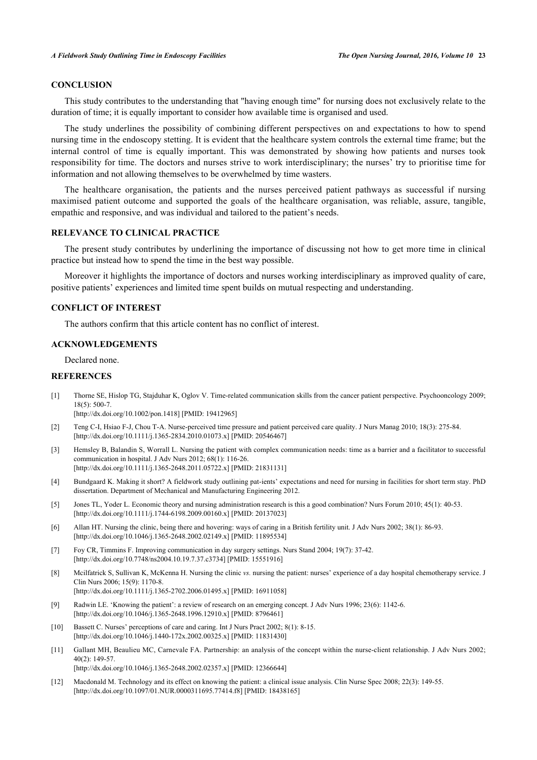## CONCLUSION

This study contributes to the understanding that "having enough time" for nursing does not exclusively relate to the duration of time; it is equally important to consider how available time is organised and used.

The study underlines the possibility of combining different perspectives on and expectations to how to spend nursing time in the endoscopy stetting. It is evident that the healthcare system controls the external time frame; but the internal control of time is equally important. This was demonstrated by showing how patients and nurses took responsibility for time. The doctors and nurses strive to work interdisciplinary; the nurses' try to prioritise time for information and not allowing themselves to be overwhelmed by time wasters.

The healthcare organisation, the patients and the nurses perceived patient pathways as successful if nursing maximised patient outcome and supported the goals of the healthcare organisation, was reliable, assure, tangible, empathic and responsive, and was individual and tailored to the patient's needs.

## RELEVANCE TO CLINICAL PRACTICE

The present study contributes by underlining the importance of discussing not how to get more time in clinical practice but instead how to spend the time in the best way possible.

Moreover it highlights the importance of doctors and nurses working interdisciplinary as improved quality of care, positive patients' experiences and limited time spent builds on mutual respecting and understanding.

## CONFLICT OF INTEREST

The authors confirm that this article content has no conflict of interest.

## ACKNOWLEDGEMENTS

Declared none.

## REFERENCES

[1] Thorne SE, Hislop TG, Stajduhar K, Oglov V. Time-related communication skills from the cancer patient perspective. Psychooncology 2009; 18(5): 500-7.
[http://dx.doi.org/10.1002/pon.1418] [PMID: 19412965]

[2] Teng C-I, Hsiao F-J, Chou T-A. Nurse-perceived time pressure and patient perceived care quality. J Nurs Manag 2010; 18(3): 275-84.
[http://dx.doi.org/10.1111/j.1365-2834.2010.01073.x] [PMID: 20546467]

[3] Hemsley B, Balandin S, Worrall L. Nursing the patient with complex communication needs: time as a barrier and a facilitator to successful communication in hospital. J Adv Nurs 2012; 68(1): 116-26.
[http://dx.doi.org/10.1111/j.1365-2648.2011.05722.x] [PMID: 21831131]

[4] Bundgaard K. Making it short? A fieldwork study outlining pat-ients' expectations and need for nursing in facilities for short term stay. PhD dissertation. Department of Mechanical and Manufacturing Engineering 2012.

[5] Jones TL, Yoder L. Economic theory and nursing administration research is this a good combination? Nurs Forum 2010; 45(1): 40-53.
[http://dx.doi.org/10.1111/j.1744-6198.2009.00160.x] [PMID: 20137023]

[6] Allan HT. Nursing the clinic, being there and hovering: ways of caring in a British fertility unit. J Adv Nurs 2002; 38(1): 86-93.
[http://dx.doi.org/10.1046/j.1365-2648.2002.02149.x] [PMID: 11895534]

[7] Foy CR, Timmins F. Improving communication in day surgery settings. Nurs Stand 2004; 19(7): 37-42.
[http://dx.doi.org/10.7748/ns2004.10.19.7.37.c3734] [PMID: 15551916]

[8] Mcilfatrick S, Sullivan K, McKenna H. Nursing the clinic *vs.* nursing the patient: nurses' experience of a day hospital chemotherapy service. J Clin Nurs 2006; 15(9): 1170-8.
[http://dx.doi.org/10.1111/j.1365-2702.2006.01495.x] [PMID: 16911058]

[9] Radwin LE. 'Knowing the patient': a review of research on an emerging concept. J Adv Nurs 1996; 23(6): 1142-6.
[http://dx.doi.org/10.1046/j.1365-2648.1996.12910.x] [PMID: 8796461]

[10] Bassett C. Nurses' perceptions of care and caring. Int J Nurs Pract 2002; 8(1): 8-15.
[http://dx.doi.org/10.1046/j.1440-172x.2002.00325.x] [PMID: 11831430]

[11] Gallant MH, Beaulieu MC, Carnevale FA. Partnership: an analysis of the concept within the nurse-client relationship. J Adv Nurs 2002; 40(2): 149-57.
[http://dx.doi.org/10.1046/j.1365-2648.2002.02357.x] [PMID: 12366644]

[12] Macdonald M. Technology and its effect on knowing the patient: a clinical issue analysis. Clin Nurse Spec 2008; 22(3): 149-55.
[http://dx.doi.org/10.1097/01.NUR.0000311695.77414.f8] [PMID: 18438165]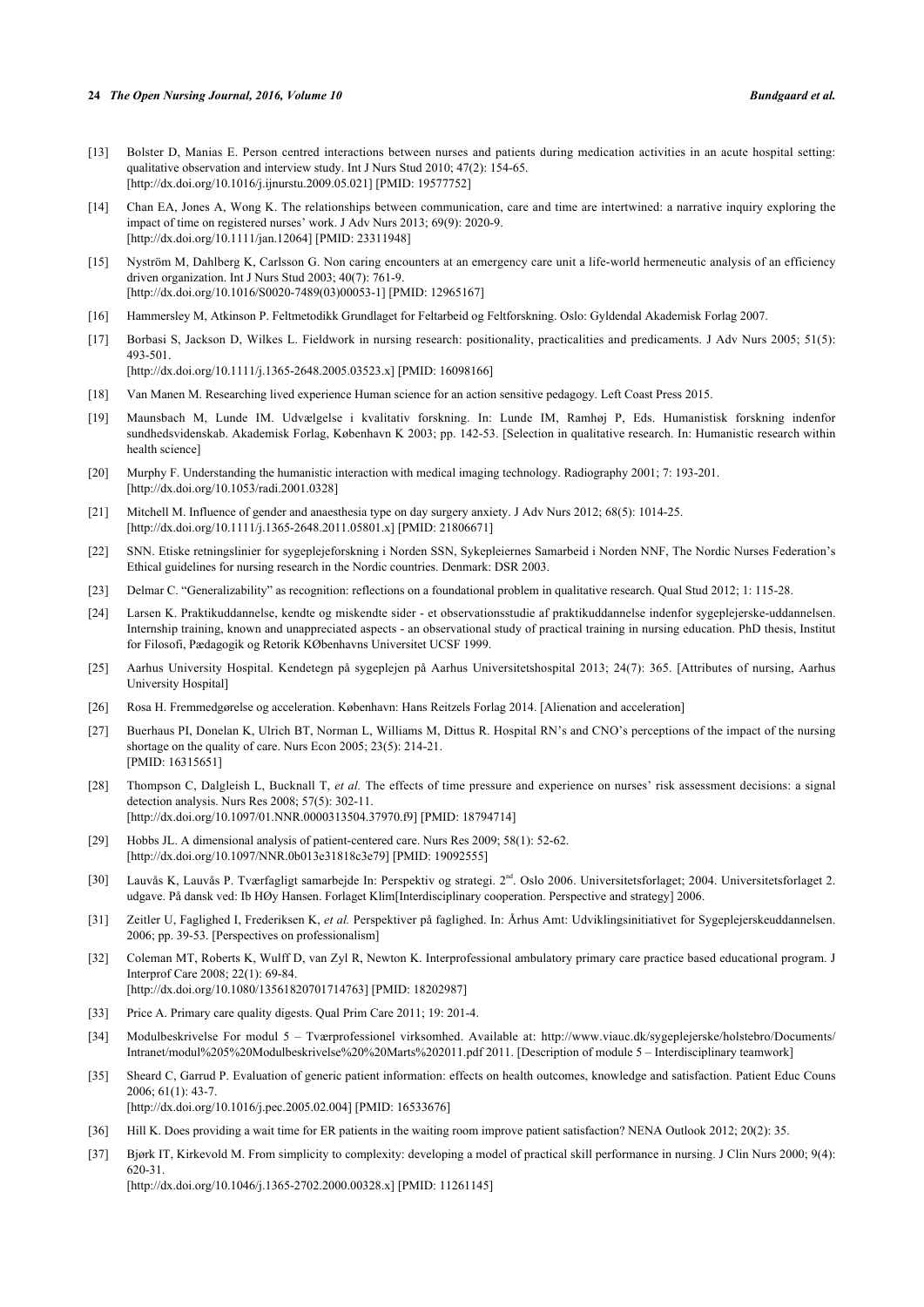[13] Bolster D, Manias E. Person centred interactions between nurses and patients during medication activities in an acute hospital setting: qualitative observation and interview study. Int J Nurs Stud 2010; 47(2): 154-65. [http://dx.doi.org/10.1016/j.ijnurstu.2009.05.021] [PMID: 19577752]

[14] Chan EA, Jones A, Wong K. The relationships between communication, care and time are intertwined: a narrative inquiry exploring the impact of time on registered nurses' work. J Adv Nurs 2013; 69(9): 2020-9. [http://dx.doi.org/10.1111/jan.12064] [PMID: 23311948]

[15] Nyström M, Dahlberg K, Carlsson G. Non caring encounters at an emergency care unit a life-world hermeneutic analysis of an efficiency driven organization. Int J Nurs Stud 2003; 40(7): 761-9. [http://dx.doi.org/10.1016/S0020-7489(03)00053-1] [PMID: 12965167]

[16] Hammersley M, Atkinson P. Feltmetodikk Grundlaget for Feltarbeid og Feltforskning. Oslo: Gyldendal Akademisk Forlag 2007.

[17] Borbasi S, Jackson D, Wilkes L. Fieldwork in nursing research: positionality, practicalities and predicaments. J Adv Nurs 2005; 51(5): 493-501. [http://dx.doi.org/10.1111/j.1365-2648.2005.03523.x] [PMID: 16098166]

[18] Van Manen M. Researching lived experience Human science for an action sensitive pedagogy. Left Coast Press 2015.

[19] Maunsbach M, Lunde IM. Udvælgelse i kvalitativ forskning. In: Lunde IM, Ramhøj P, Eds. Humanistisk forskning indenfor sundhedsvidenskab. Akademisk Forlag, København K 2003; pp. 142-53. [Selection in qualitative research. In: Humanistic research within health science]

[20] Murphy F. Understanding the humanistic interaction with medical imaging technology. Radiography 2001; 7: 193-201. [http://dx.doi.org/10.1053/radi.2001.0328]

[21] Mitchell M. Influence of gender and anaesthesia type on day surgery anxiety. J Adv Nurs 2012; 68(5): 1014-25. [http://dx.doi.org/10.1111/j.1365-2648.2011.05801.x] [PMID: 21806671]

[22] SNN. Etiske retningslinier for sygeplejeforskning i Norden SSN, Sykepleiernes Samarbeid i Norden NNF, The Nordic Nurses Federation's Ethical guidelines for nursing research in the Nordic countries. Denmark: DSR 2003.

[23] Delmar C. "Generalizability" as recognition: reflections on a foundational problem in qualitative research. Qual Stud 2012; 1: 115-28.

[24] Larsen K. Praktikuddannelse, kendte og miskendte sider - et observationsstudie af praktikuddannelse indenfor sygeplejerske-uddannelsen. Internship training, known and unappreciated aspects - an observational study of practical training in nursing education. PhD thesis, Institut for Filosofi, Pædagogik og Retorik KØbenhavns Universitet UCSF 1999.

[25] Aarhus University Hospital. Kendetegn på sygeplejen på Aarhus Universitetshospital 2013; 24(7): 365. [Attributes of nursing, Aarhus University Hospital]

[26] Rosa H. Fremmedgørelse og acceleration. København: Hans Reitzels Forlag 2014. [Alienation and acceleration]

[27] Buerhaus PI, Donelan K, Ulrich BT, Norman L, Williams M, Dittus R. Hospital RN's and CNO's perceptions of the impact of the nursing shortage on the quality of care. Nurs Econ 2005; 23(5): 214-21. [PMID: 16315651]

[28] Thompson C, Dalgleish L, Bucknall T, *et al.* The effects of time pressure and experience on nurses' risk assessment decisions: a signal detection analysis. Nurs Res 2008; 57(5): 302-11. [http://dx.doi.org/10.1097/01.NNR.0000313504.37970.f9] [PMID: 18794714]

[29] Hobbs JL. A dimensional analysis of patient-centered care. Nurs Res 2009; 58(1): 52-62. [http://dx.doi.org/10.1097/NNR.0b013e31818c3e79] [PMID: 19092555]

[30] Lauvås K, Lauvås P. Tværfagligt samarbejde In: Perspektiv og strategi. 2[nd]. Oslo 2006. Universitetsforlaget; 2004. Universitetsforlaget 2. udgave. På dansk ved: Ib HØy Hansen. Forlaget Klim[Interdisciplinary cooperation. Perspective and strategy] 2006.

[31] Zeitler U, Faglighed I, Frederiksen K, *et al.* Perspektiver på faglighed. In: Århus Amt: Udviklingsinitiativet for Sygeplejerskeuddannelsen. 2006; pp. 39-53. [Perspectives on professionalism]

[32] Coleman MT, Roberts K, Wulff D, van Zyl R, Newton K. Interprofessional ambulatory primary care practice based educational program. J Interprof Care 2008; 22(1): 69-84. [http://dx.doi.org/10.1080/13561820701714763] [PMID: 18202987]

[33] Price A. Primary care quality digests. Qual Prim Care 2011; 19: 201-4.

[34] Modulbeskrivelse For modul 5 – Tværprofessionel virksomhed. Available at: http://www.viauc.dk/sygeplejerske/holstebro/Documents/Intranet/modul%205%20Modulbeskrivelse%20%20Marts%202011.pdf 2011. [Description of module 5 – Interdisciplinary teamwork]

[35] Sheard C, Garrud P. Evaluation of generic patient information: effects on health outcomes, knowledge and satisfaction. Patient Educ Couns 2006; 61(1): 43-7. [http://dx.doi.org/10.1016/j.pec.2005.02.004] [PMID: 16533676]

[36] Hill K. Does providing a wait time for ER patients in the waiting room improve patient satisfaction? NENA Outlook 2012; 20(2): 35.

[37] Bjørk IT, Kirkevold M. From simplicity to complexity: developing a model of practical skill performance in nursing. J Clin Nurs 2000; 9(4): 620-31. [http://dx.doi.org/10.1046/j.1365-2702.2000.00328.x] [PMID: 11261145]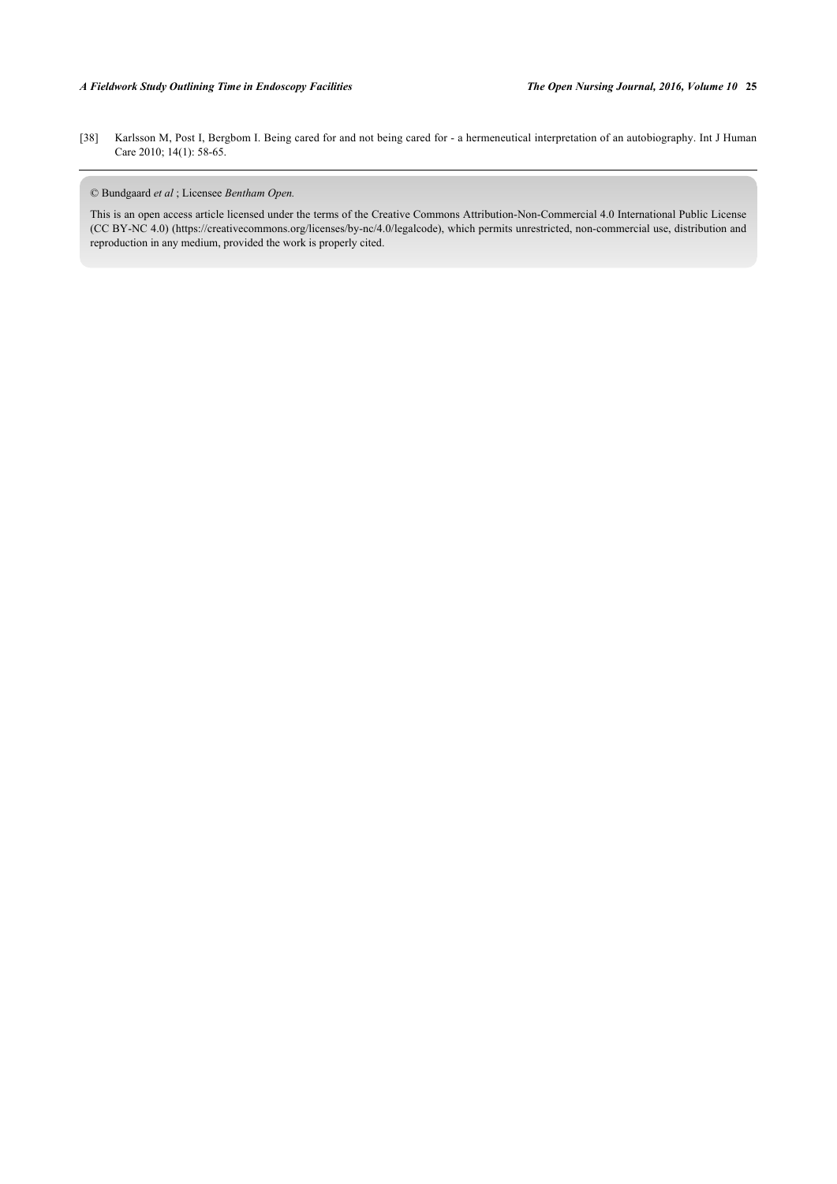[38] Karlsson M, Post I, Bergbom I. Being cared for and not being cared for - a hermeneutical interpretation of an autobiography. Int J Human Care 2010; 14(1): 58-65.

---

© Bundgaard *et al* ; Licensee *Bentham Open.*

This is an open access article licensed under the terms of the Creative Commons Attribution-Non-Commercial 4.0 International Public License (CC BY-NC 4.0) (https://creativecommons.org/licenses/by-nc/4.0/legalcode), which permits unrestricted, non-commercial use, distribution and reproduction in any medium, provided the work is properly cited.